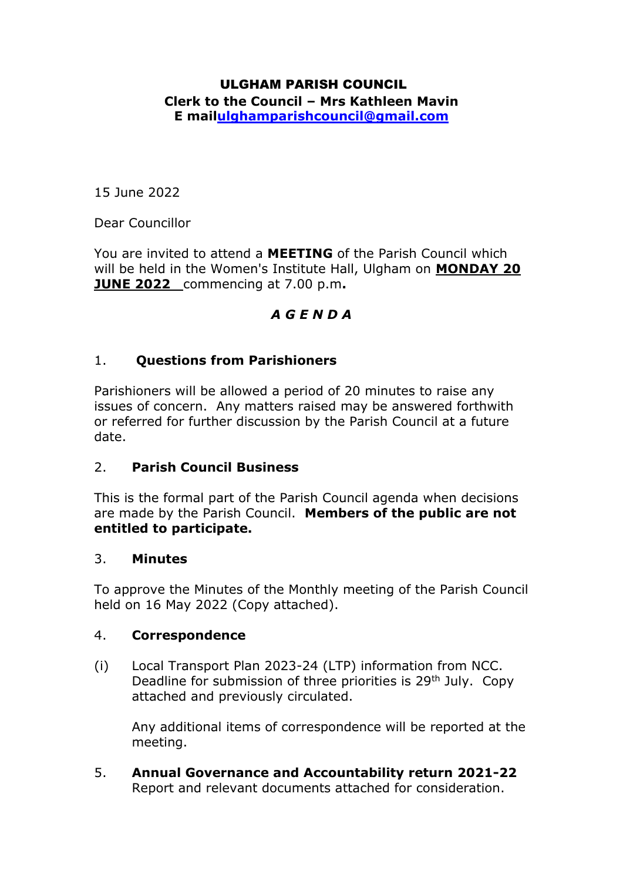**ULGHAM PARISH COUNCIL**
**Clerk to the Council – Mrs Kathleen Mavin**
**E mailulghamparishcouncil@gmail.com**

15 June 2022

Dear Councillor

You are invited to attend a **MEETING** of the Parish Council which will be held in the Women's Institute Hall, Ulgham on **MONDAY 20 JUNE 2022** commencing at 7.00 p.m**.**

## *A G E N D A*

1. **Questions from Parishioners**

Parishioners will be allowed a period of 20 minutes to raise any issues of concern. Any matters raised may be answered forthwith or referred for further discussion by the Parish Council at a future date.

2. **Parish Council Business**

This is the formal part of the Parish Council agenda when decisions are made by the Parish Council. **Members of the public are not entitled to participate.**

3. **Minutes**

To approve the Minutes of the Monthly meeting of the Parish Council held on 16 May 2022 (Copy attached).

4. **Correspondence**

(i) Local Transport Plan 2023-24 (LTP) information from NCC. Deadline for submission of three priorities is 29th July. Copy attached and previously circulated.

Any additional items of correspondence will be reported at the meeting.

5. **Annual Governance and Accountability return 2021-22**
Report and relevant documents attached for consideration.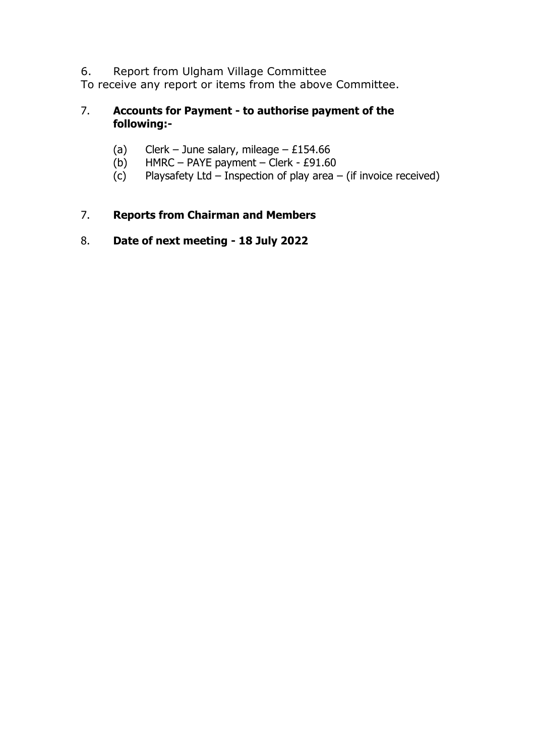6. Report from Ulgham Village Committee

To receive any report or items from the above Committee.

7. **Accounts for Payment - to authorise payment of the following:-**

   (a) Clerk – June salary, mileage – £154.66
   (b) HMRC – PAYE payment – Clerk - £91.60
   (c) Playsafety Ltd – Inspection of play area – (if invoice received)

7. **Reports from Chairman and Members**

8. **Date of next meeting - 18 July 2022**